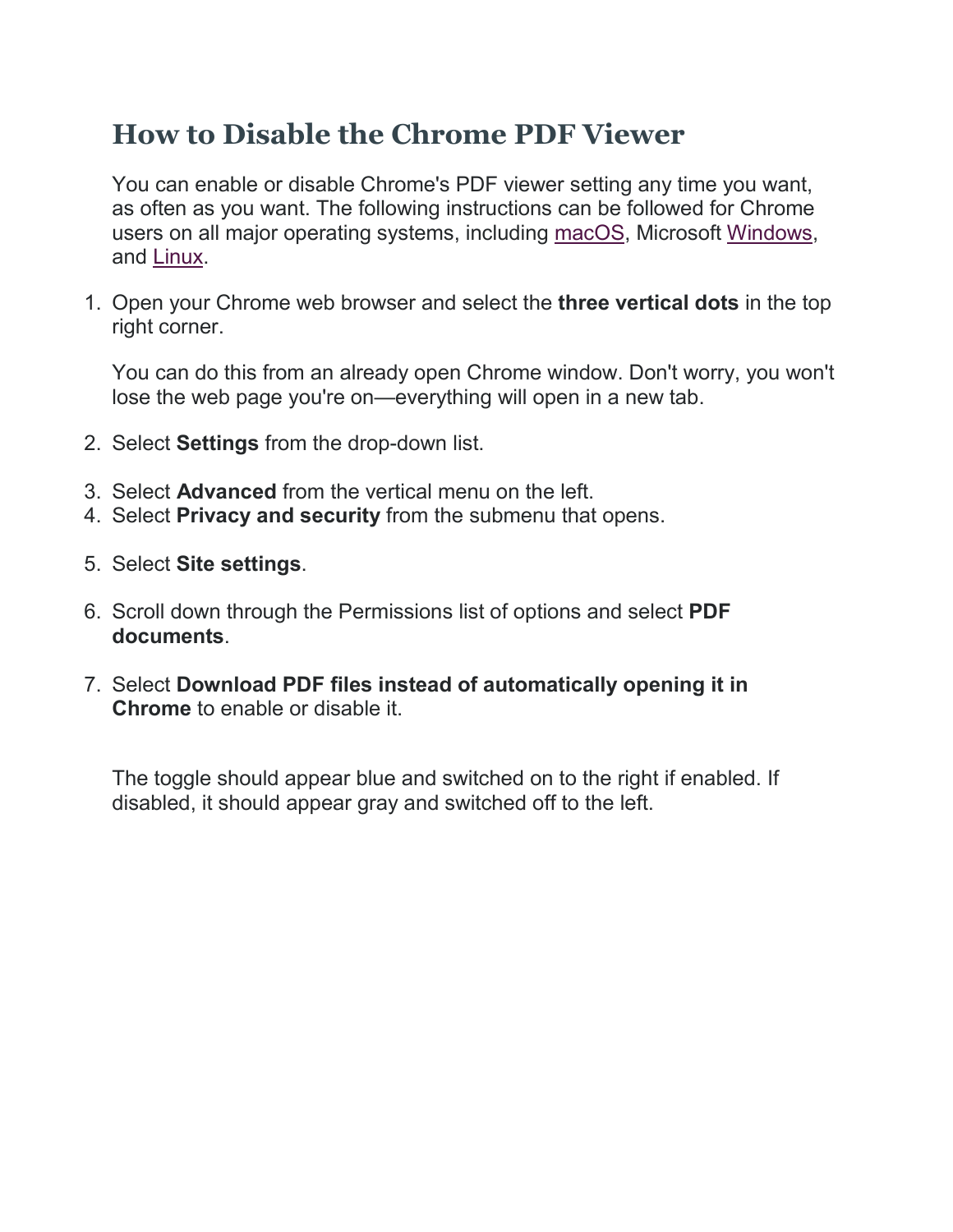## How to Disable the Chrome PDF Viewer

You can enable or disable Chrome's PDF viewer setting any time you want, as often as you want. The following instructions can be followed for Chrome users on all major operating systems, including macOS, Microsoft Windows, and Linux.

1. Open your Chrome web browser and select the **three vertical dots** in the top right corner.

   You can do this from an already open Chrome window. Don't worry, you won't lose the web page you're on—everything will open in a new tab.

2. Select **Settings** from the drop-down list.
3. Select **Advanced** from the vertical menu on the left.
4. Select **Privacy and security** from the submenu that opens.
5. Select **Site settings**.
6. Scroll down through the Permissions list of options and select **PDF documents**.
7. Select **Download PDF files instead of automatically opening it in Chrome** to enable or disable it.

   The toggle should appear blue and switched on to the right if enabled. If disabled, it should appear gray and switched off to the left.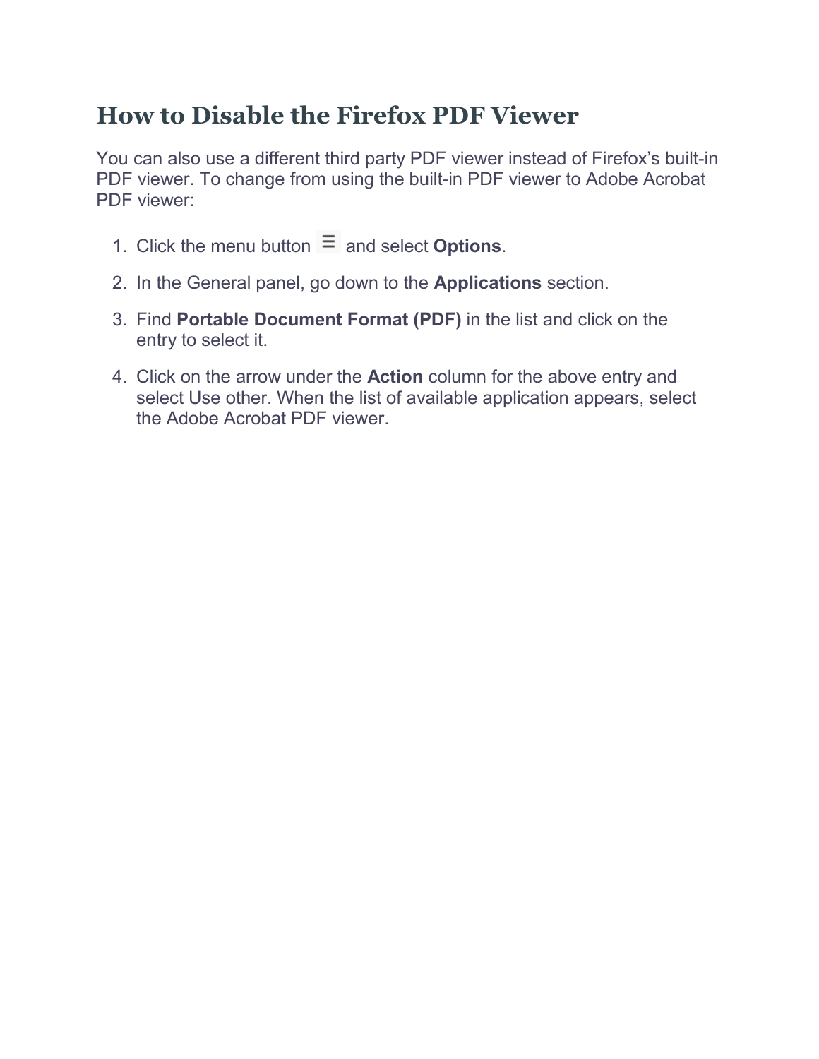## How to Disable the Firefox PDF Viewer

You can also use a different third party PDF viewer instead of Firefox's built-in PDF viewer. To change from using the built-in PDF viewer to Adobe Acrobat PDF viewer:

1. Click the menu button ☰ and select **Options**.
2. In the General panel, go down to the **Applications** section.
3. Find **Portable Document Format (PDF)** in the list and click on the entry to select it.
4. Click on the arrow under the **Action** column for the above entry and select Use other. When the list of available application appears, select the Adobe Acrobat PDF viewer.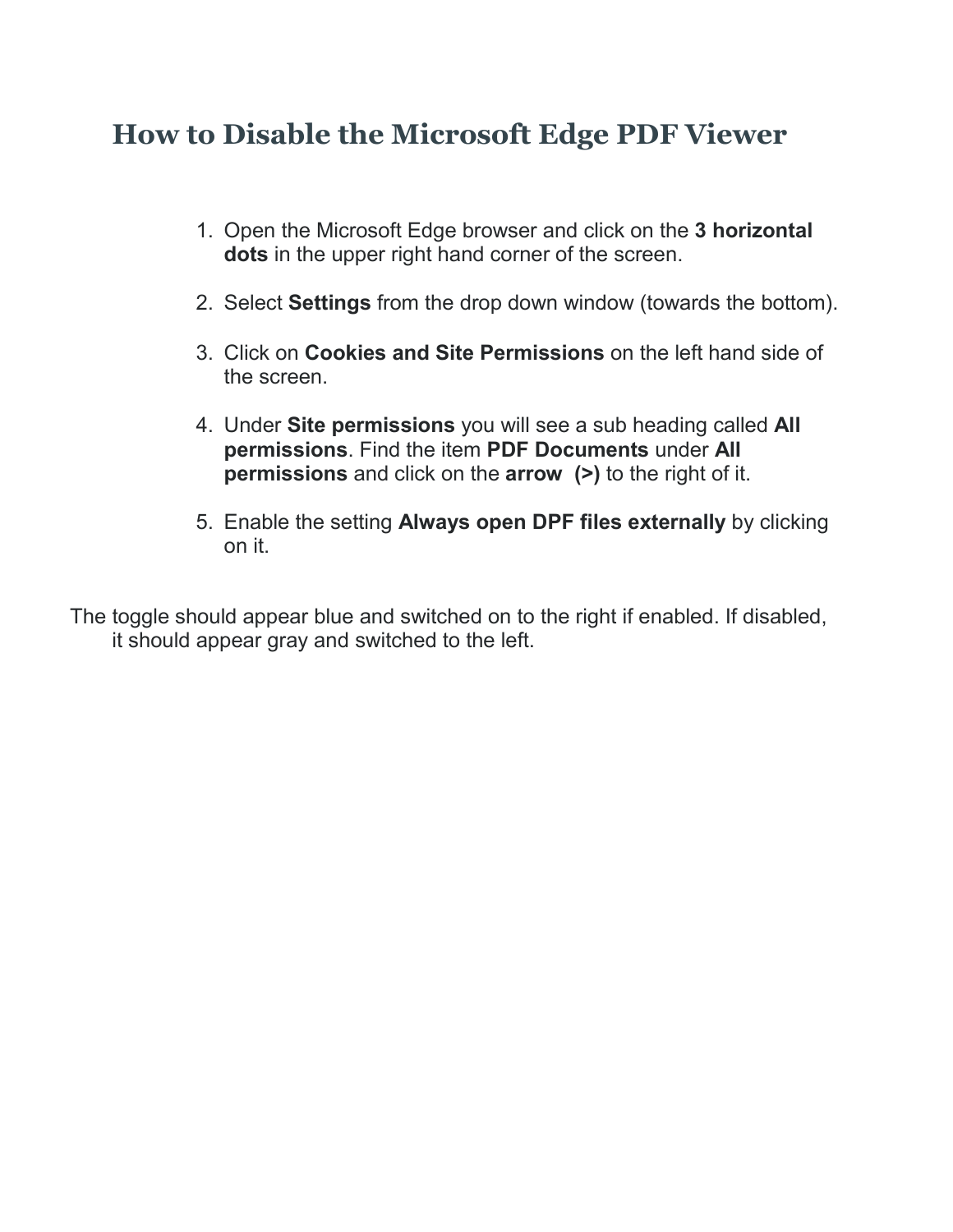# How to Disable the Microsoft Edge PDF Viewer

1. Open the Microsoft Edge browser and click on the **3 horizontal dots** in the upper right hand corner of the screen.

2. Select **Settings** from the drop down window (towards the bottom).

3. Click on **Cookies and Site Permissions** on the left hand side of the screen.

4. Under **Site permissions** you will see a sub heading called **All permissions**. Find the item **PDF Documents** under **All permissions** and click on the **arrow (>)** to the right of it.

5. Enable the setting **Always open DPF files externally** by clicking on it.

The toggle should appear blue and switched on to the right if enabled. If disabled, it should appear gray and switched to the left.